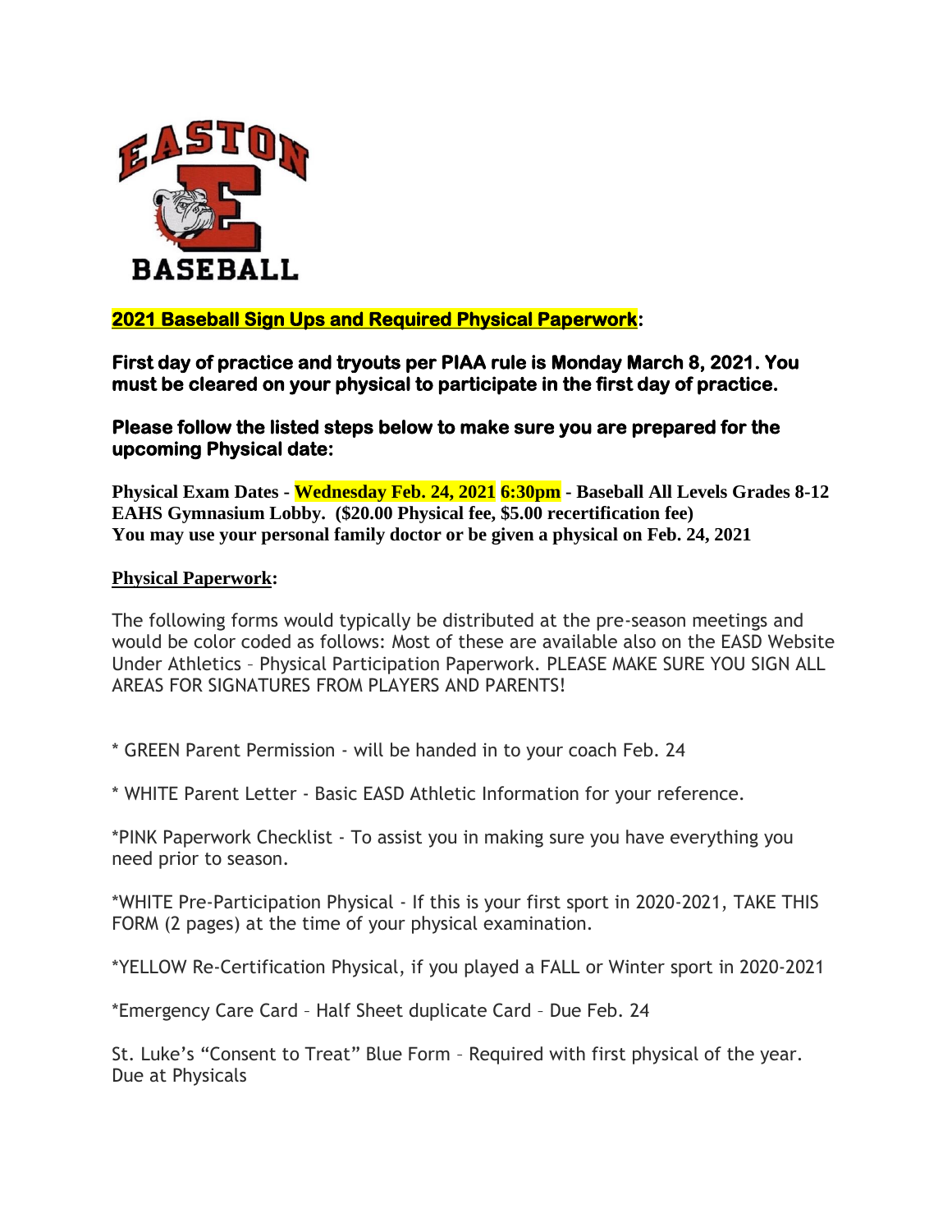## 2021 Baseball Sign Ups and Required Physical Paperwork:

**First day of practice and tryouts per PIAA rule is Monday March 8, 2021. You must be cleared on your physical to participate in the first day of practice.**

**Please follow the listed steps below to make sure you are prepared for the upcoming Physical date:**

**Physical Exam Dates - Wednesday Feb. 24, 2021 6:30pm - Baseball All Levels Grades 8-12 EAHS Gymnasium Lobby. ($20.00 Physical fee, $5.00 recertification fee)**
**You may use your personal family doctor or be given a physical on Feb. 24, 2021**

**Physical Paperwork:**

The following forms would typically be distributed at the pre-season meetings and would be color coded as follows: Most of these are available also on the EASD Website Under Athletics – Physical Participation Paperwork. PLEASE MAKE SURE YOU SIGN ALL AREAS FOR SIGNATURES FROM PLAYERS AND PARENTS!

* GREEN Parent Permission - will be handed in to your coach Feb. 24

* WHITE Parent Letter - Basic EASD Athletic Information for your reference.

*PINK Paperwork Checklist - To assist you in making sure you have everything you need prior to season.

*WHITE Pre-Participation Physical - If this is your first sport in 2020-2021, TAKE THIS FORM (2 pages) at the time of your physical examination.

*YELLOW Re-Certification Physical, if you played a FALL or Winter sport in 2020-2021

*Emergency Care Card – Half Sheet duplicate Card – Due Feb. 24

St. Luke's "Consent to Treat" Blue Form – Required with first physical of the year. Due at Physicals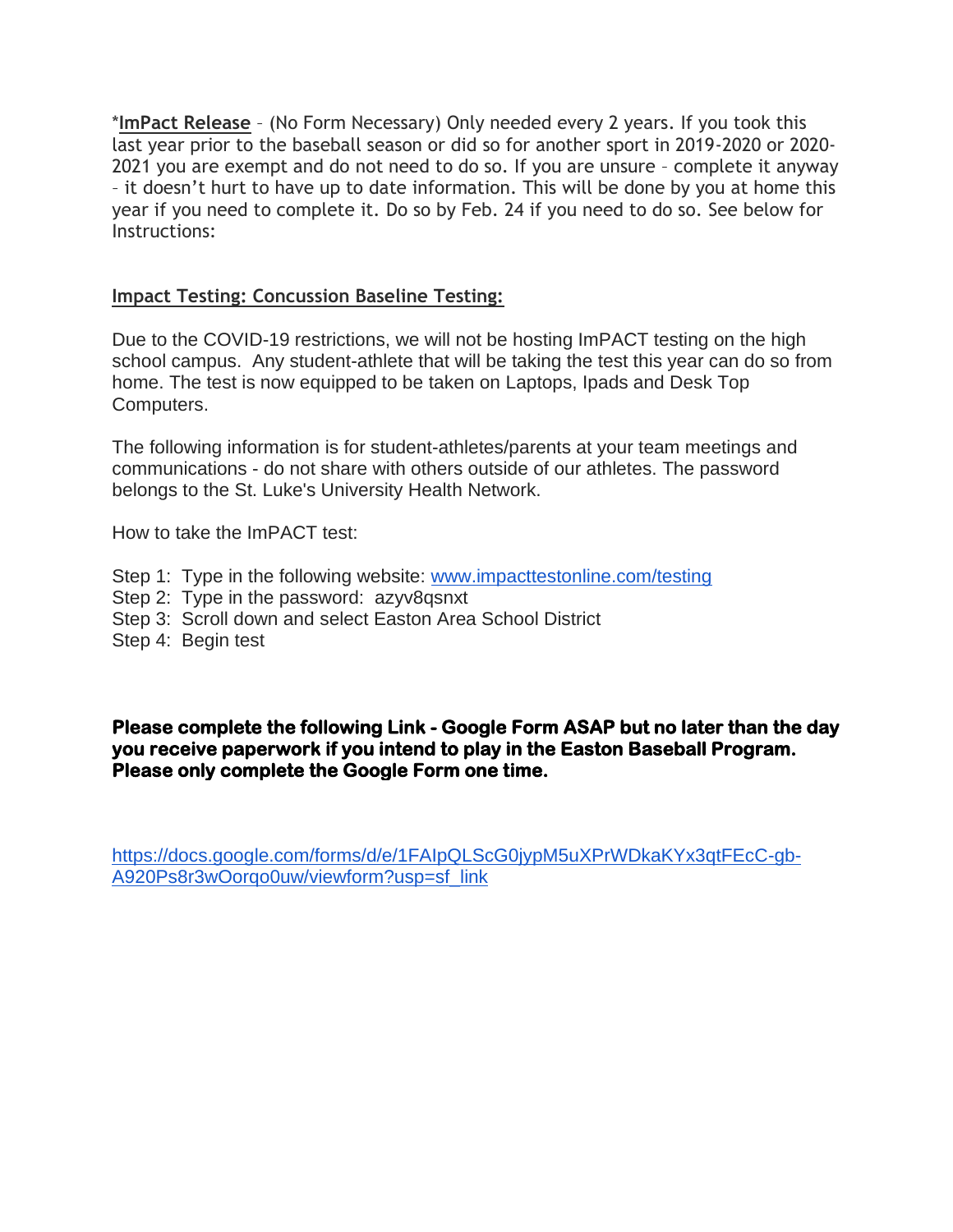***ImPact Release** – (No Form Necessary) Only needed every 2 years. If you took this last year prior to the baseball season or did so for another sport in 2019-2020 or 2020-2021 you are exempt and do not need to do so. If you are unsure – complete it anyway – it doesn't hurt to have up to date information. This will be done by you at home this year if you need to complete it. Do so by Feb. 24 if you need to do so. See below for Instructions:

**Impact Testing: Concussion Baseline Testing:**

Due to the COVID-19 restrictions, we will not be hosting ImPACT testing on the high school campus. Any student-athlete that will be taking the test this year can do so from home. The test is now equipped to be taken on Laptops, Ipads and Desk Top Computers.

The following information is for student-athletes/parents at your team meetings and communications - do not share with others outside of our athletes. The password belongs to the St. Luke's University Health Network.

How to take the ImPACT test:

Step 1: Type in the following website: www.impacttestonline.com/testing
Step 2: Type in the password: azyv8qsnxt
Step 3: Scroll down and select Easton Area School District
Step 4: Begin test

**Please complete the following Link - Google Form ASAP but no later than the day you receive paperwork if you intend to play in the Easton Baseball Program. Please only complete the Google Form one time.**

https://docs.google.com/forms/d/e/1FAIpQLScG0jypM5uXPrWDkaKYx3qtFEcC-gb-A920Ps8r3wOorqo0uw/viewform?usp=sf_link